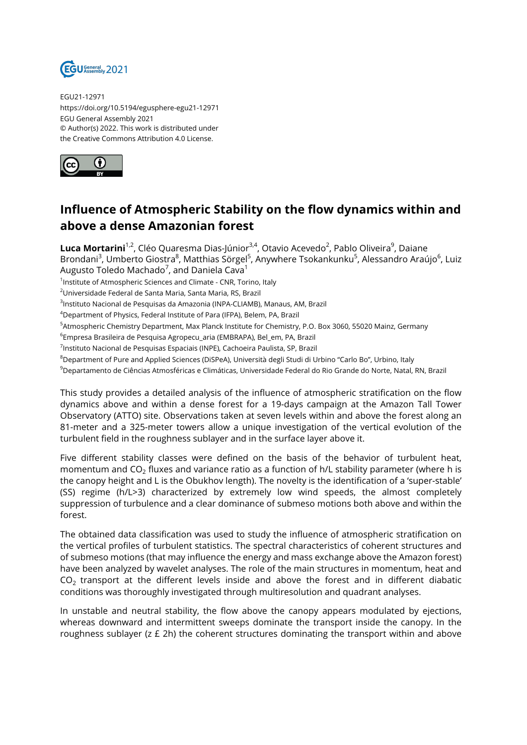EGU21-12971
https://doi.org/10.5194/egusphere-egu21-12971
EGU General Assembly 2021
© Author(s) 2022. This work is distributed under
the Creative Commons Attribution 4.0 License.

# Influence of Atmospheric Stability on the flow dynamics within and above a dense Amazonian forest

**Luca Mortarini**[1,2], Cléo Quaresma Dias-Júnior[3,4], Otavio Acevedo[2], Pablo Oliveira[9], Daiane Brondani[3], Umberto Giostra[8], Matthias Sörgel[5], Anywhere Tsokankunku[5], Alessandro Araújo[6], Luiz Augusto Toledo Machado[7], and Daniela Cava[1]

[1]Institute of Atmospheric Sciences and Climate - CNR, Torino, Italy
[2]Universidade Federal de Santa Maria, Santa Maria, RS, Brazil
[3]Instituto Nacional de Pesquisas da Amazonia (INPA-CLIAMB), Manaus, AM, Brazil
[4]Department of Physics, Federal Institute of Para (IFPA), Belem, PA, Brazil
[5]Atmospheric Chemistry Department, Max Planck Institute for Chemistry, P.O. Box 3060, 55020 Mainz, Germany
[6]Empresa Brasileira de Pesquisa Agropecu_aria (EMBRAPA), Bel_em, PA, Brazil
[7]Instituto Nacional de Pesquisas Espaciais (INPE), Cachoeira Paulista, SP, Brazil
[8]Department of Pure and Applied Sciences (DiSPeA), Università degli Studi di Urbino "Carlo Bo", Urbino, Italy
[9]Departamento de Ciências Atmosféricas e Climáticas, Universidade Federal do Rio Grande do Norte, Natal, RN, Brazil

This study provides a detailed analysis of the influence of atmospheric stratification on the flow dynamics above and within a dense forest for a 19-days campaign at the Amazon Tall Tower Observatory (ATTO) site. Observations taken at seven levels within and above the forest along an 81-meter and a 325-meter towers allow a unique investigation of the vertical evolution of the turbulent field in the roughness sublayer and in the surface layer above it.

Five different stability classes were defined on the basis of the behavior of turbulent heat, momentum and $CO_2$ fluxes and variance ratio as a function of h/L stability parameter (where h is the canopy height and L is the Obukhov length). The novelty is the identification of a 'super-stable' (SS) regime (h/L>3) characterized by extremely low wind speeds, the almost completely suppression of turbulence and a clear dominance of submeso motions both above and within the forest.

The obtained data classification was used to study the influence of atmospheric stratification on the vertical profiles of turbulent statistics. The spectral characteristics of coherent structures and of submeso motions (that may influence the energy and mass exchange above the Amazon forest) have been analyzed by wavelet analyses. The role of the main structures in momentum, heat and $CO_2$ transport at the different levels inside and above the forest and in different diabatic conditions was thoroughly investigated through multiresolution and quadrant analyses.

In unstable and neutral stability, the flow above the canopy appears modulated by ejections, whereas downward and intermittent sweeps dominate the transport inside the canopy. In the roughness sublayer (z £ 2h) the coherent structures dominating the transport within and above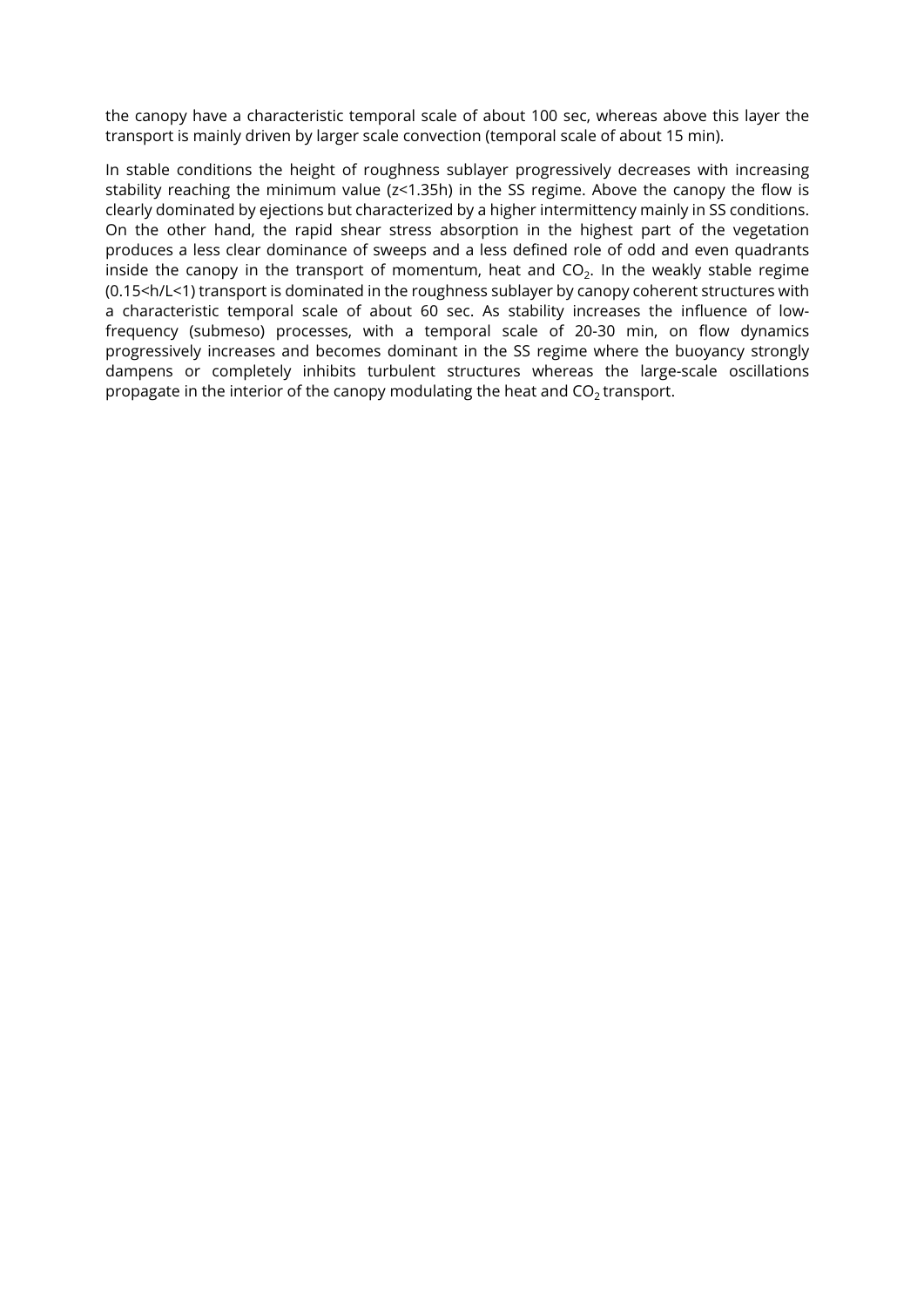the canopy have a characteristic temporal scale of about 100 sec, whereas above this layer the transport is mainly driven by larger scale convection (temporal scale of about 15 min).

In stable conditions the height of roughness sublayer progressively decreases with increasing stability reaching the minimum value ($z<1.35h$) in the SS regime. Above the canopy the flow is clearly dominated by ejections but characterized by a higher intermittency mainly in SS conditions. On the other hand, the rapid shear stress absorption in the highest part of the vegetation produces a less clear dominance of sweeps and a less defined role of odd and even quadrants inside the canopy in the transport of momentum, heat and $CO_2$. In the weakly stable regime ($0.15<h/L<1$) transport is dominated in the roughness sublayer by canopy coherent structures with a characteristic temporal scale of about 60 sec. As stability increases the influence of low-frequency (submeso) processes, with a temporal scale of 20-30 min, on flow dynamics progressively increases and becomes dominant in the SS regime where the buoyancy strongly dampens or completely inhibits turbulent structures whereas the large-scale oscillations propagate in the interior of the canopy modulating the heat and $CO_2$ transport.